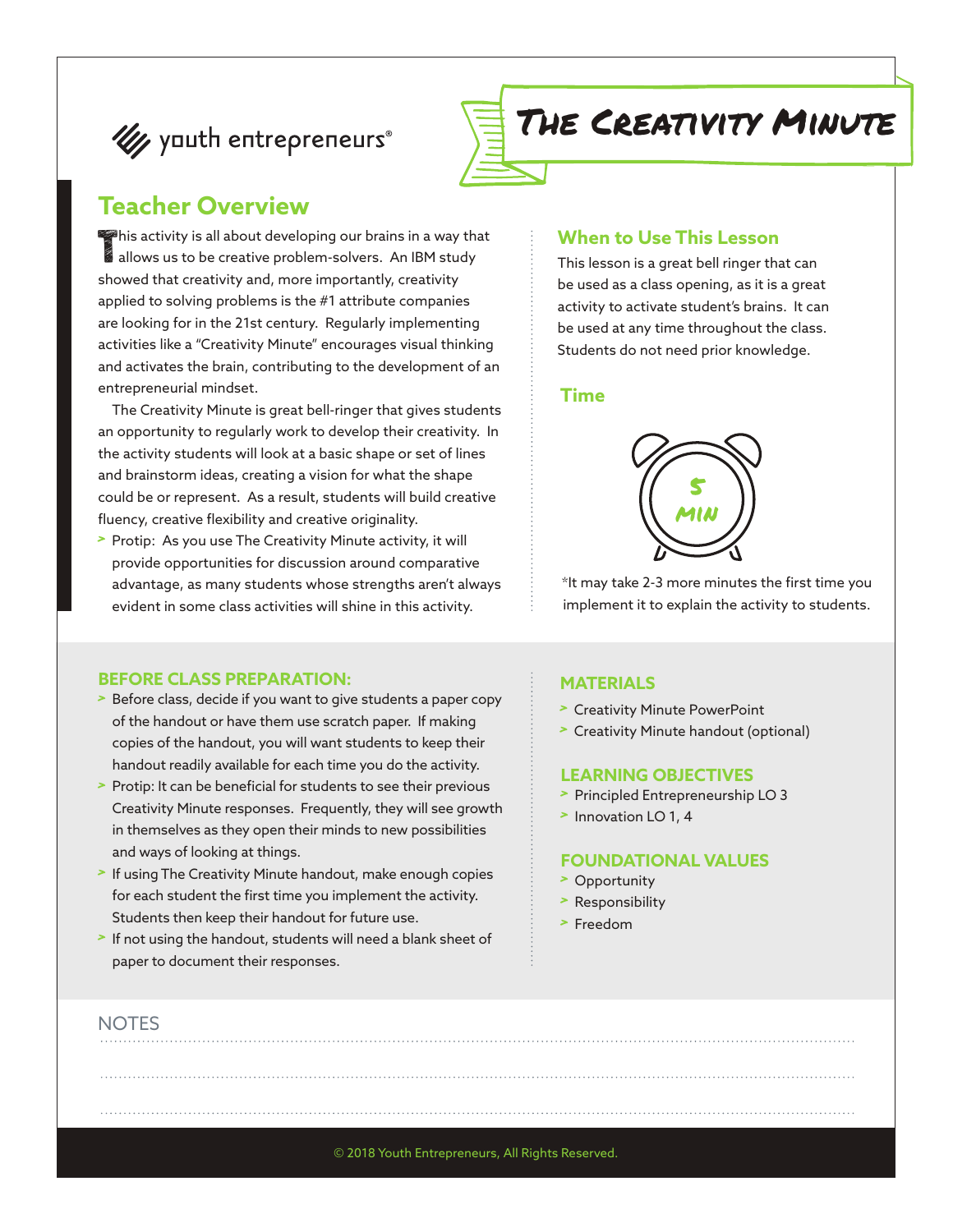youth entrepreneurs®

# The Creativity Minute

## Teacher Overview

This activity is all about developing our brains in a way that allows us to be creative problem-solvers. An IBM study showed that creativity and, more importantly, creativity applied to solving problems is the #1 attribute companies are looking for in the 21st century. Regularly implementing activities like a "Creativity Minute" encourages visual thinking and activates the brain, contributing to the development of an entrepreneurial mindset.

The Creativity Minute is great bell-ringer that gives students an opportunity to regularly work to develop their creativity. In the activity students will look at a basic shape or set of lines and brainstorm ideas, creating a vision for what the shape could be or represent. As a result, students will build creative fluency, creative flexibility and creative originality.

- Protip: As you use The Creativity Minute activity, it will provide opportunities for discussion around comparative advantage, as many students whose strengths aren't always evident in some class activities will shine in this activity.

### When to Use This Lesson

This lesson is a great bell ringer that can be used as a class opening, as it is a great activity to activate student's brains. It can be used at any time throughout the class. Students do not need prior knowledge.

### Time

5 MIN

*It may take 2-3 more minutes the first time you implement it to explain the activity to students.

### BEFORE CLASS PREPARATION:

- Before class, decide if you want to give students a paper copy of the handout or have them use scratch paper. If making copies of the handout, you will want students to keep their handout readily available for each time you do the activity.
- Protip: It can be beneficial for students to see their previous Creativity Minute responses. Frequently, they will see growth in themselves as they open their minds to new possibilities and ways of looking at things.
- If using The Creativity Minute handout, make enough copies for each student the first time you implement the activity. Students then keep their handout for future use.
- If not using the handout, students will need a blank sheet of paper to document their responses.

### MATERIALS

- Creativity Minute PowerPoint
- Creativity Minute handout (optional)

### LEARNING OBJECTIVES

- Principled Entrepreneurship LO 3
- Innovation LO 1, 4

### FOUNDATIONAL VALUES

- Opportunity
- Responsibility
- Freedom

NOTES

© 2018 Youth Entrepreneurs, All Rights Reserved.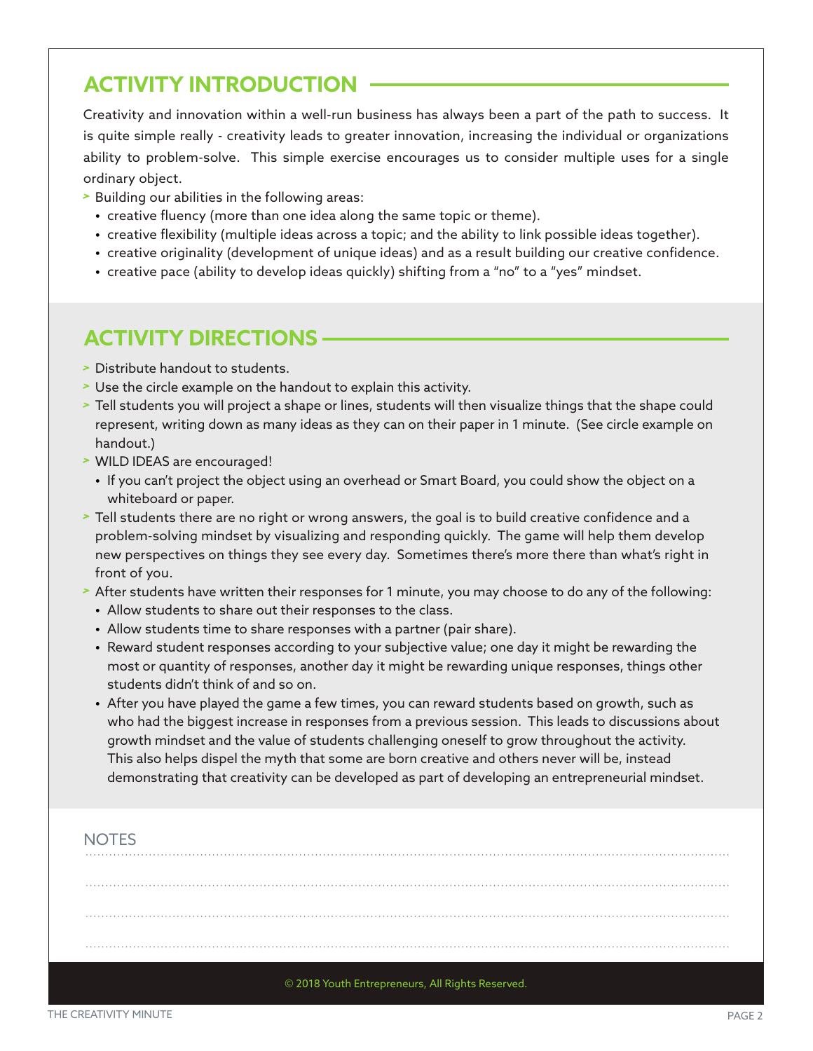## ACTIVITY INTRODUCTION

Creativity and innovation within a well-run business has always been a part of the path to success. It is quite simple really - creativity leads to greater innovation, increasing the individual or organizations ability to problem-solve. This simple exercise encourages us to consider multiple uses for a single ordinary object.

- Building our abilities in the following areas:
  - creative fluency (more than one idea along the same topic or theme).
  - creative flexibility (multiple ideas across a topic; and the ability to link possible ideas together).
  - creative originality (development of unique ideas) and as a result building our creative confidence.
  - creative pace (ability to develop ideas quickly) shifting from a "no" to a "yes" mindset.

## ACTIVITY DIRECTIONS

- Distribute handout to students.
- Use the circle example on the handout to explain this activity.
- Tell students you will project a shape or lines, students will then visualize things that the shape could represent, writing down as many ideas as they can on their paper in 1 minute. (See circle example on handout.)
- WILD IDEAS are encouraged!
  - If you can't project the object using an overhead or Smart Board, you could show the object on a whiteboard or paper.
- Tell students there are no right or wrong answers, the goal is to build creative confidence and a problem-solving mindset by visualizing and responding quickly. The game will help them develop new perspectives on things they see every day. Sometimes there's more there than what's right in front of you.
- After students have written their responses for 1 minute, you may choose to do any of the following:
  - Allow students to share out their responses to the class.
  - Allow students time to share responses with a partner (pair share).
  - Reward student responses according to your subjective value; one day it might be rewarding the most or quantity of responses, another day it might be rewarding unique responses, things other students didn't think of and so on.
  - After you have played the game a few times, you can reward students based on growth, such as who had the biggest increase in responses from a previous session. This leads to discussions about growth mindset and the value of students challenging oneself to grow throughout the activity. This also helps dispel the myth that some are born creative and others never will be, instead demonstrating that creativity can be developed as part of developing an entrepreneurial mindset.

NOTES

© 2018 Youth Entrepreneurs, All Rights Reserved.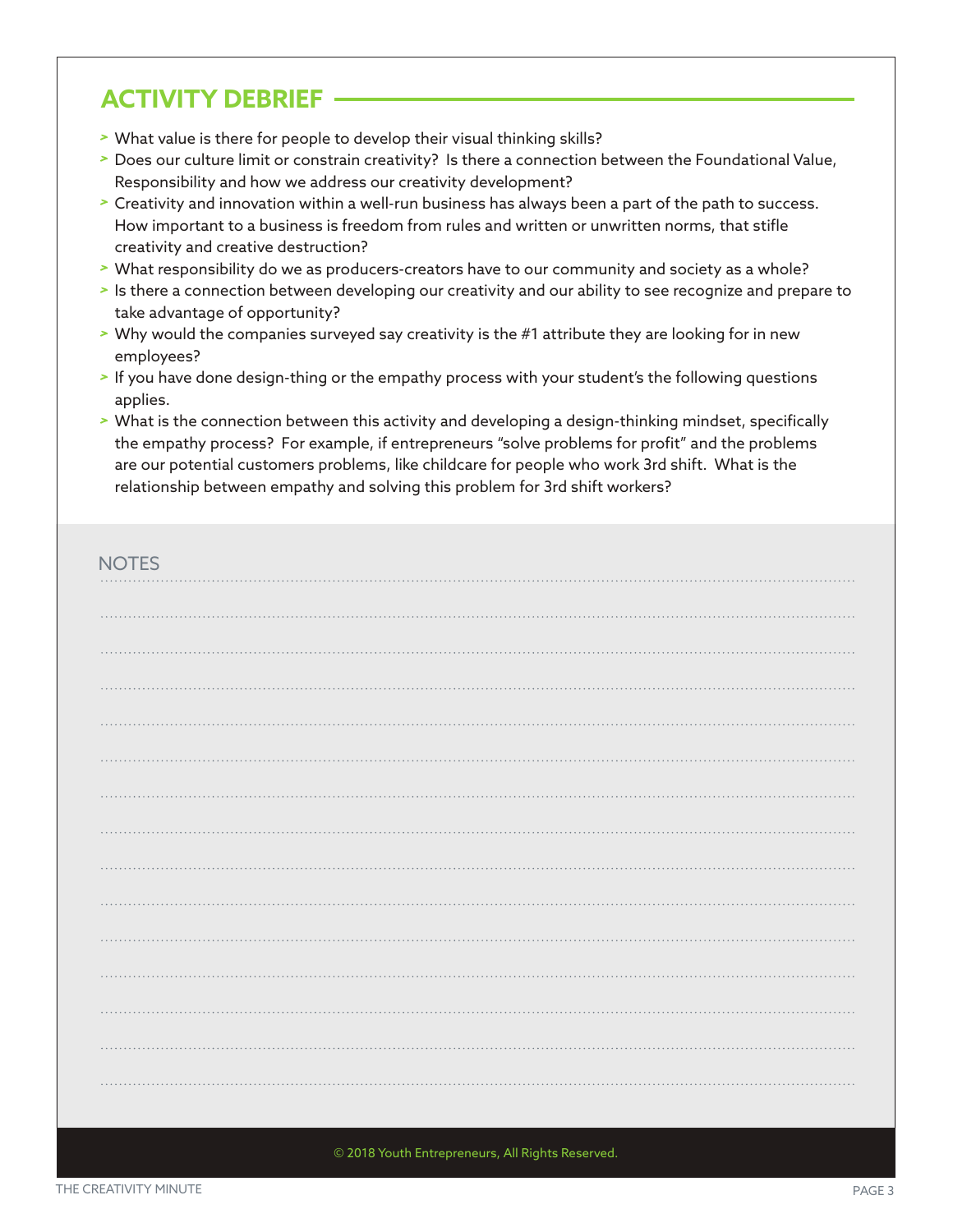## ACTIVITY DEBRIEF

- What value is there for people to develop their visual thinking skills?
- Does our culture limit or constrain creativity? Is there a connection between the Foundational Value, Responsibility and how we address our creativity development?
- Creativity and innovation within a well-run business has always been a part of the path to success. How important to a business is freedom from rules and written or unwritten norms, that stifle creativity and creative destruction?
- What responsibility do we as producers-creators have to our community and society as a whole?
- Is there a connection between developing our creativity and our ability to see recognize and prepare to take advantage of opportunity?
- Why would the companies surveyed say creativity is the #1 attribute they are looking for in new employees?
- If you have done design-thing or the empathy process with your student's the following questions applies.
- What is the connection between this activity and developing a design-thinking mindset, specifically the empathy process? For example, if entrepreneurs "solve problems for profit" and the problems are our potential customers problems, like childcare for people who work 3rd shift. What is the relationship between empathy and solving this problem for 3rd shift workers?

NOTES

© 2018 Youth Entrepreneurs, All Rights Reserved.